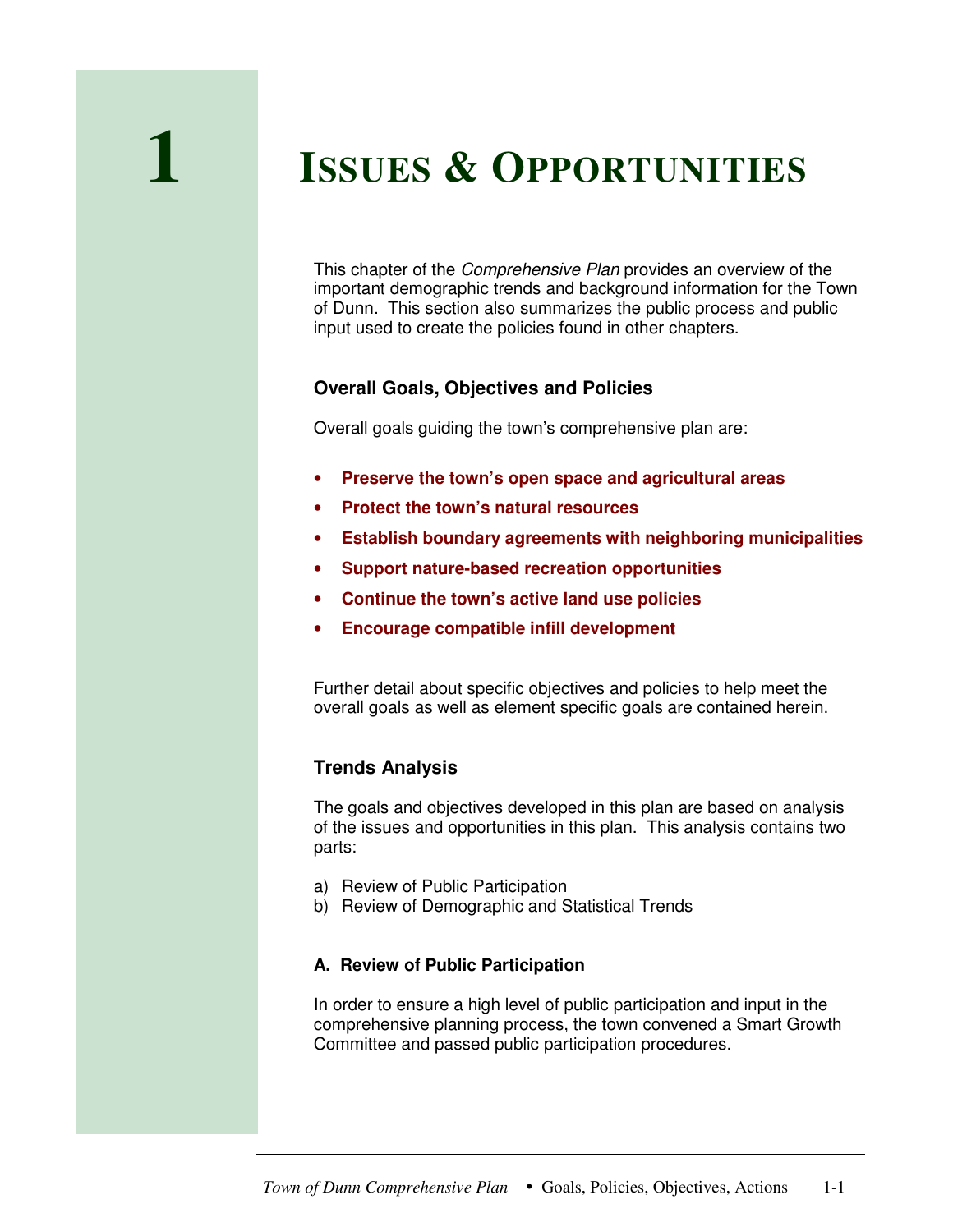# 1 Issues & Opportunities

This chapter of the *Comprehensive Plan* provides an overview of the important demographic trends and background information for the Town of Dunn. This section also summarizes the public process and public input used to create the policies found in other chapters.

## Overall Goals, Objectives and Policies

Overall goals guiding the town's comprehensive plan are:

- **Preserve the town's open space and agricultural areas**
- **Protect the town's natural resources**
- **Establish boundary agreements with neighboring municipalities**
- **Support nature-based recreation opportunities**
- **Continue the town's active land use policies**
- **Encourage compatible infill development**

Further detail about specific objectives and policies to help meet the overall goals as well as element specific goals are contained herein.

## Trends Analysis

The goals and objectives developed in this plan are based on analysis of the issues and opportunities in this plan. This analysis contains two parts:

a) Review of Public Participation
b) Review of Demographic and Statistical Trends

### A. Review of Public Participation

In order to ensure a high level of public participation and input in the comprehensive planning process, the town convened a Smart Growth Committee and passed public participation procedures.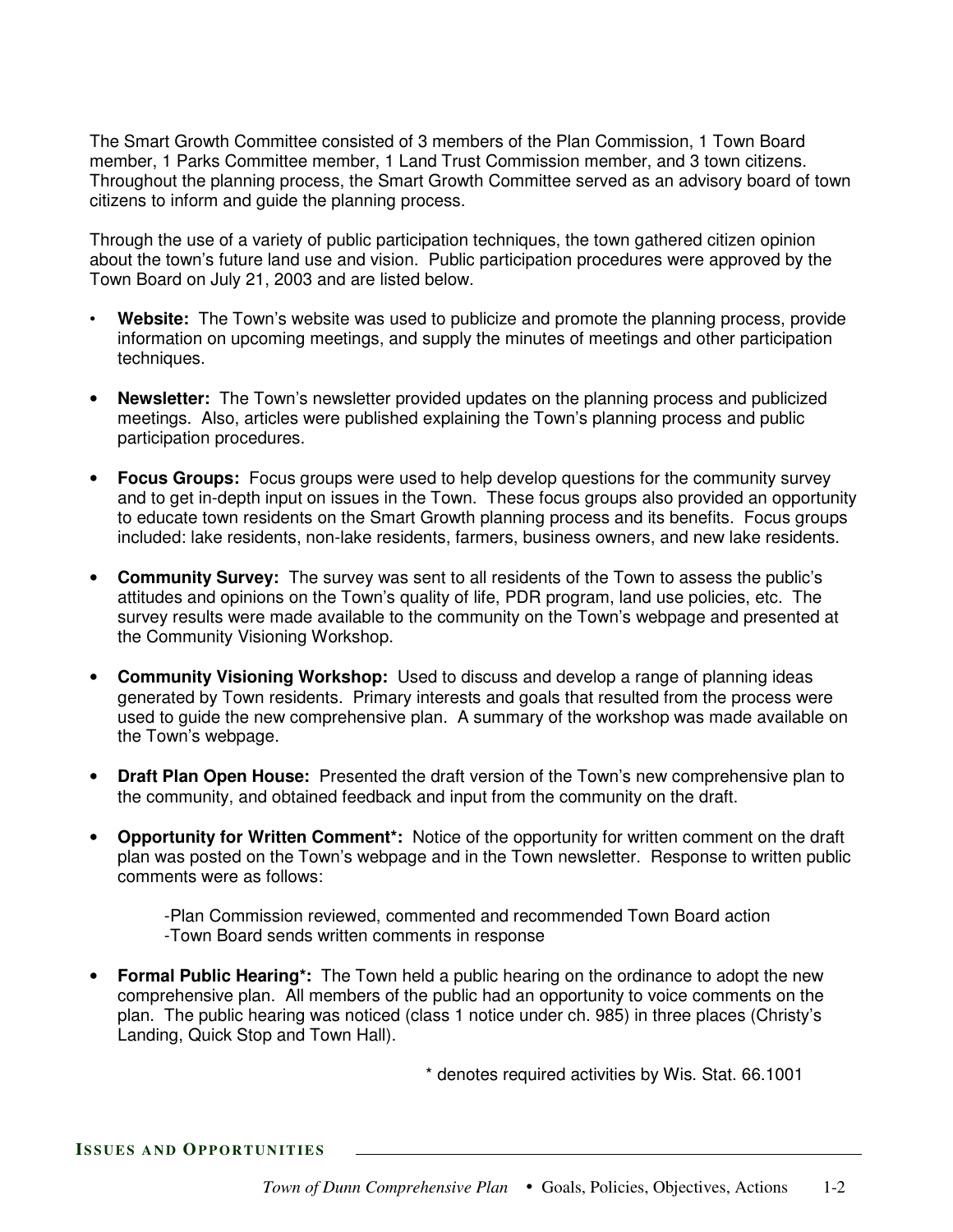The Smart Growth Committee consisted of 3 members of the Plan Commission, 1 Town Board member, 1 Parks Committee member, 1 Land Trust Commission member, and 3 town citizens. Throughout the planning process, the Smart Growth Committee served as an advisory board of town citizens to inform and guide the planning process.

Through the use of a variety of public participation techniques, the town gathered citizen opinion about the town's future land use and vision. Public participation procedures were approved by the Town Board on July 21, 2003 and are listed below.

- **Website:** The Town's website was used to publicize and promote the planning process, provide information on upcoming meetings, and supply the minutes of meetings and other participation techniques.
- **Newsletter:** The Town's newsletter provided updates on the planning process and publicized meetings. Also, articles were published explaining the Town's planning process and public participation procedures.
- **Focus Groups:** Focus groups were used to help develop questions for the community survey and to get in-depth input on issues in the Town. These focus groups also provided an opportunity to educate town residents on the Smart Growth planning process and its benefits. Focus groups included: lake residents, non-lake residents, farmers, business owners, and new lake residents.
- **Community Survey:** The survey was sent to all residents of the Town to assess the public's attitudes and opinions on the Town's quality of life, PDR program, land use policies, etc. The survey results were made available to the community on the Town's webpage and presented at the Community Visioning Workshop.
- **Community Visioning Workshop:** Used to discuss and develop a range of planning ideas generated by Town residents. Primary interests and goals that resulted from the process were used to guide the new comprehensive plan. A summary of the workshop was made available on the Town's webpage.
- **Draft Plan Open House:** Presented the draft version of the Town's new comprehensive plan to the community, and obtained feedback and input from the community on the draft.
- **Opportunity for Written Comment*:** Notice of the opportunity for written comment on the draft plan was posted on the Town's webpage and in the Town newsletter. Response to written public comments were as follows:

  -Plan Commission reviewed, commented and recommended Town Board action
  -Town Board sends written comments in response

- **Formal Public Hearing*:** The Town held a public hearing on the ordinance to adopt the new comprehensive plan. All members of the public had an opportunity to voice comments on the plan. The public hearing was noticed (class 1 notice under ch. 985) in three places (Christy's Landing, Quick Stop and Town Hall).

\* denotes required activities by Wis. Stat. 66.1001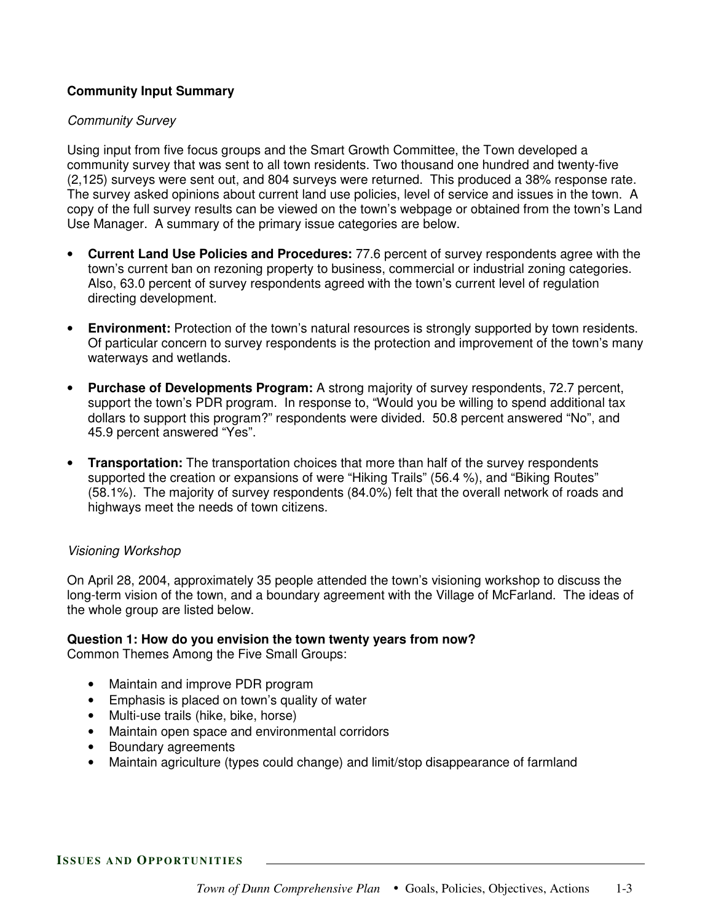**Community Input Summary**

*Community Survey*

Using input from five focus groups and the Smart Growth Committee, the Town developed a community survey that was sent to all town residents. Two thousand one hundred and twenty-five (2,125) surveys were sent out, and 804 surveys were returned. This produced a 38% response rate. The survey asked opinions about current land use policies, level of service and issues in the town. A copy of the full survey results can be viewed on the town's webpage or obtained from the town's Land Use Manager. A summary of the primary issue categories are below.

- **Current Land Use Policies and Procedures:** 77.6 percent of survey respondents agree with the town's current ban on rezoning property to business, commercial or industrial zoning categories. Also, 63.0 percent of survey respondents agreed with the town's current level of regulation directing development.
- **Environment:** Protection of the town's natural resources is strongly supported by town residents. Of particular concern to survey respondents is the protection and improvement of the town's many waterways and wetlands.
- **Purchase of Developments Program:** A strong majority of survey respondents, 72.7 percent, support the town's PDR program. In response to, "Would you be willing to spend additional tax dollars to support this program?" respondents were divided. 50.8 percent answered "No", and 45.9 percent answered "Yes".
- **Transportation:** The transportation choices that more than half of the survey respondents supported the creation or expansions of were "Hiking Trails" (56.4 %), and "Biking Routes" (58.1%). The majority of survey respondents (84.0%) felt that the overall network of roads and highways meet the needs of town citizens.

*Visioning Workshop*

On April 28, 2004, approximately 35 people attended the town's visioning workshop to discuss the long-term vision of the town, and a boundary agreement with the Village of McFarland. The ideas of the whole group are listed below.

**Question 1: How do you envision the town twenty years from now?**
Common Themes Among the Five Small Groups:

- Maintain and improve PDR program
- Emphasis is placed on town's quality of water
- Multi-use trails (hike, bike, horse)
- Maintain open space and environmental corridors
- Boundary agreements
- Maintain agriculture (types could change) and limit/stop disappearance of farmland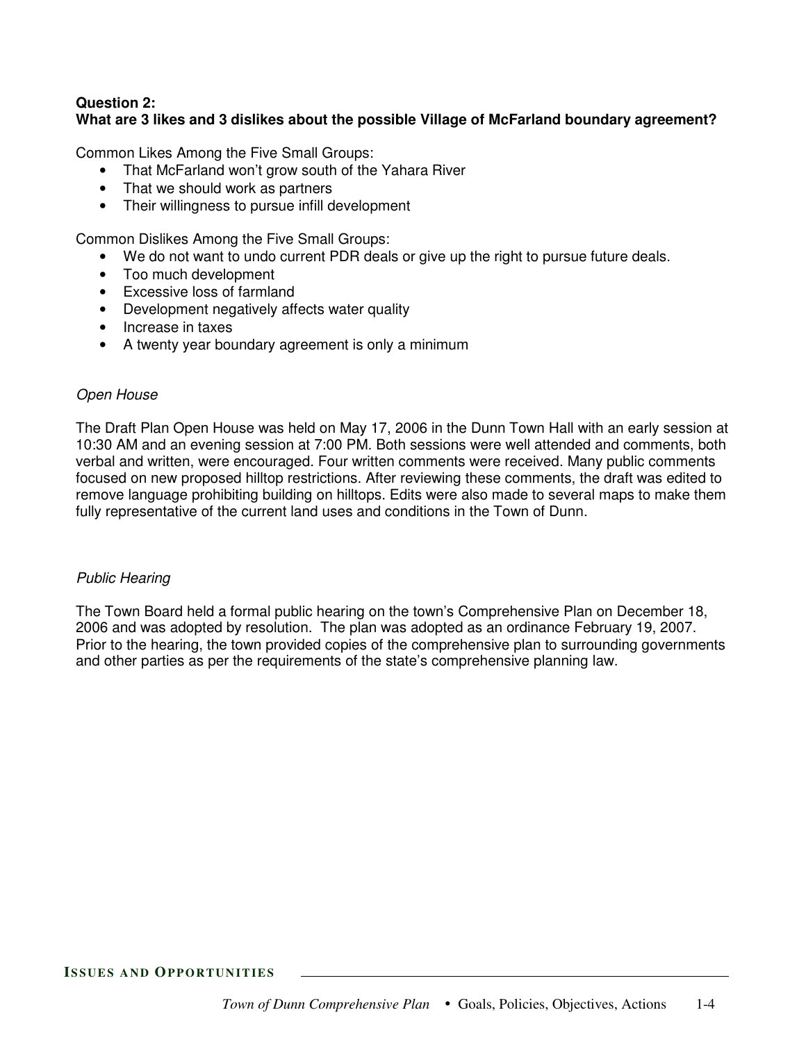**Question 2:**
**What are 3 likes and 3 dislikes about the possible Village of McFarland boundary agreement?**

Common Likes Among the Five Small Groups:

- That McFarland won't grow south of the Yahara River
- That we should work as partners
- Their willingness to pursue infill development

Common Dislikes Among the Five Small Groups:

- We do not want to undo current PDR deals or give up the right to pursue future deals.
- Too much development
- Excessive loss of farmland
- Development negatively affects water quality
- Increase in taxes
- A twenty year boundary agreement is only a minimum

*Open House*

The Draft Plan Open House was held on May 17, 2006 in the Dunn Town Hall with an early session at 10:30 AM and an evening session at 7:00 PM. Both sessions were well attended and comments, both verbal and written, were encouraged. Four written comments were received. Many public comments focused on new proposed hilltop restrictions. After reviewing these comments, the draft was edited to remove language prohibiting building on hilltops. Edits were also made to several maps to make them fully representative of the current land uses and conditions in the Town of Dunn.

*Public Hearing*

The Town Board held a formal public hearing on the town's Comprehensive Plan on December 18, 2006 and was adopted by resolution. The plan was adopted as an ordinance February 19, 2007. Prior to the hearing, the town provided copies of the comprehensive plan to surrounding governments and other parties as per the requirements of the state's comprehensive planning law.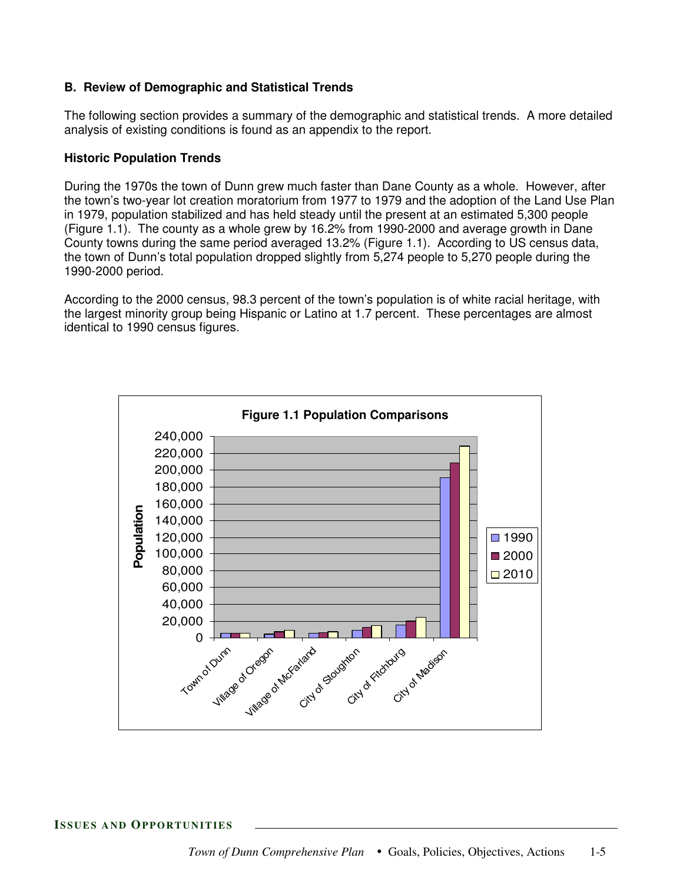### B. Review of Demographic and Statistical Trends

The following section provides a summary of the demographic and statistical trends. A more detailed analysis of existing conditions is found as an appendix to the report.

#### Historic Population Trends

During the 1970s the town of Dunn grew much faster than Dane County as a whole. However, after the town's two-year lot creation moratorium from 1977 to 1979 and the adoption of the Land Use Plan in 1979, population stabilized and has held steady until the present at an estimated 5,300 people (Figure 1.1). The county as a whole grew by 16.2% from 1990-2000 and average growth in Dane County towns during the same period averaged 13.2% (Figure 1.1). According to US census data, the town of Dunn's total population dropped slightly from 5,274 people to 5,270 people during the 1990-2000 period.

According to the 2000 census, 98.3 percent of the town's population is of white racial heritage, with the largest minority group being Hispanic or Latino at 1.7 percent. These percentages are almost identical to 1990 census figures.

**Figure 1.1 Population Comparisons**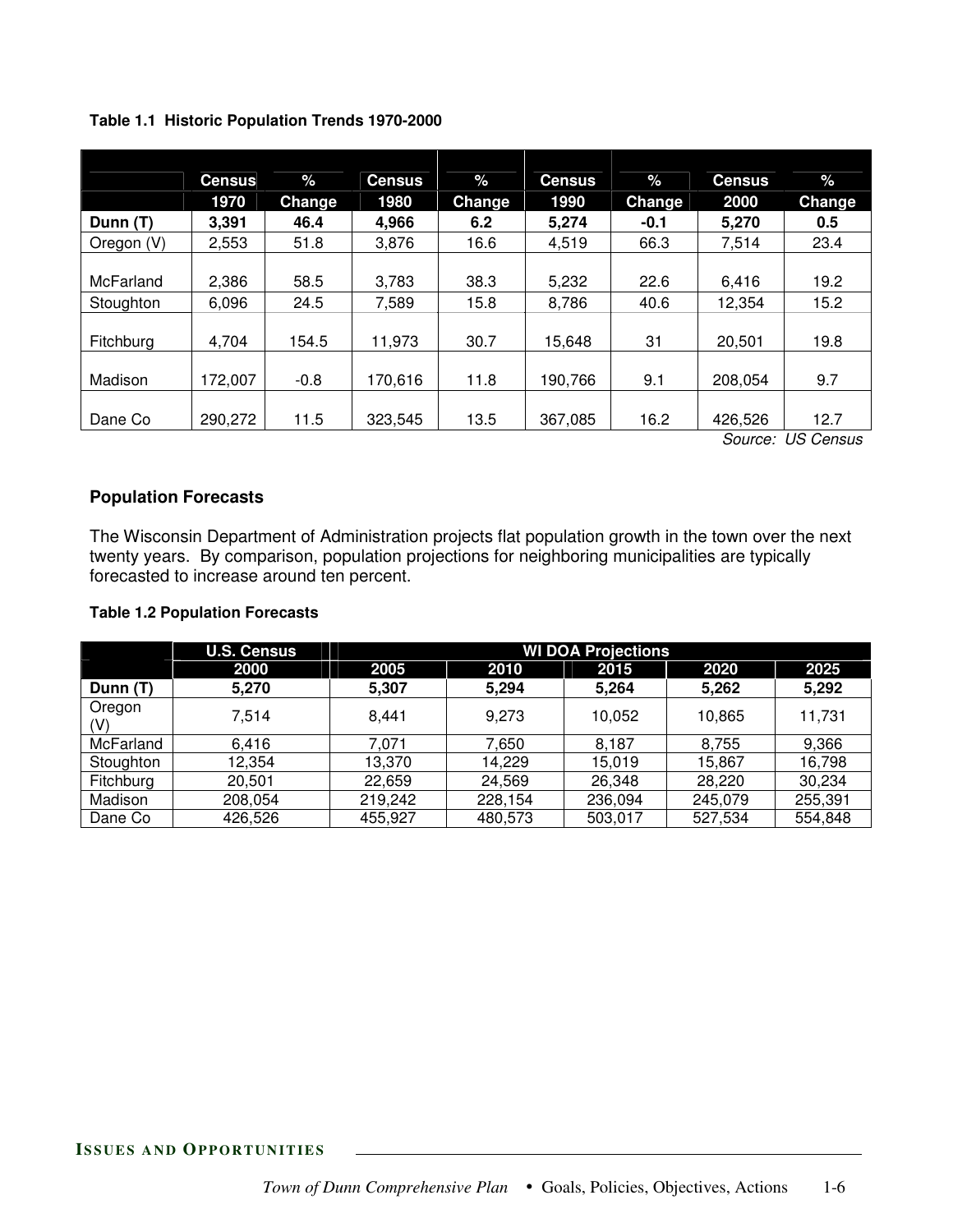**Table 1.1 Historic Population Trends 1970-2000**

| | Census 1970 | % Change | Census 1980 | % Change | Census 1990 | % Change | Census 2000 | % Change |
|---|---|---|---|---|---|---|---|---|
| **Dunn (T)** | **3,391** | **46.4** | **4,966** | **6.2** | **5,274** | **-0.1** | **5,270** | **0.5** |
| Oregon (V) | 2,553 | 51.8 | 3,876 | 16.6 | 4,519 | 66.3 | 7,514 | 23.4 |
| McFarland | 2,386 | 58.5 | 3,783 | 38.3 | 5,232 | 22.6 | 6,416 | 19.2 |
| Stoughton | 6,096 | 24.5 | 7,589 | 15.8 | 8,786 | 40.6 | 12,354 | 15.2 |
| Fitchburg | 4,704 | 154.5 | 11,973 | 30.7 | 15,648 | 31 | 20,501 | 19.8 |
| Madison | 172,007 | -0.8 | 170,616 | 11.8 | 190,766 | 9.1 | 208,054 | 9.7 |
| Dane Co | 290,272 | 11.5 | 323,545 | 13.5 | 367,085 | 16.2 | 426,526 | 12.7 |

*Source: US Census*

## Population Forecasts

The Wisconsin Department of Administration projects flat population growth in the town over the next twenty years. By comparison, population projections for neighboring municipalities are typically forecasted to increase around ten percent.

**Table 1.2 Population Forecasts**

| | U.S. Census | WI DOA Projections | | | | |
|---|---|---|---|---|---|---|
| | 2000 | 2005 | 2010 | 2015 | 2020 | 2025 |
| **Dunn (T)** | **5,270** | **5,307** | **5,294** | **5,264** | **5,262** | **5,292** |
| Oregon (V) | 7,514 | 8,441 | 9,273 | 10,052 | 10,865 | 11,731 |
| McFarland | 6,416 | 7,071 | 7,650 | 8,187 | 8,755 | 9,366 |
| Stoughton | 12,354 | 13,370 | 14,229 | 15,019 | 15,867 | 16,798 |
| Fitchburg | 20,501 | 22,659 | 24,569 | 26,348 | 28,220 | 30,234 |
| Madison | 208,054 | 219,242 | 228,154 | 236,094 | 245,079 | 255,391 |
| Dane Co | 426,526 | 455,927 | 480,573 | 503,017 | 527,534 | 554,848 |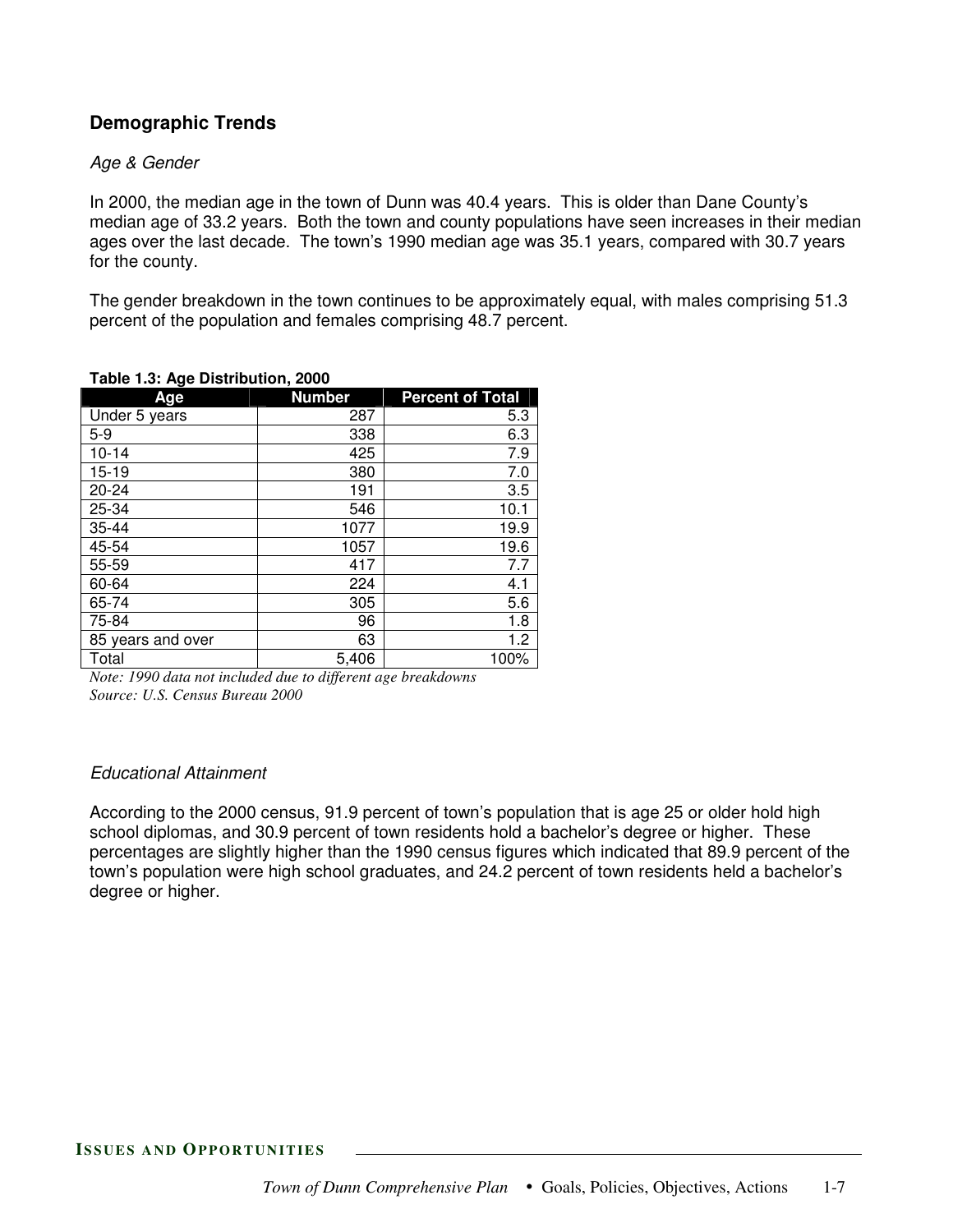## Demographic Trends

*Age & Gender*

In 2000, the median age in the town of Dunn was 40.4 years. This is older than Dane County's median age of 33.2 years. Both the town and county populations have seen increases in their median ages over the last decade. The town's 1990 median age was 35.1 years, compared with 30.7 years for the county.

The gender breakdown in the town continues to be approximately equal, with males comprising 51.3 percent of the population and females comprising 48.7 percent.

**Table 1.3: Age Distribution, 2000**

| Age | Number | Percent of Total |
|---|---|---|
| Under 5 years | 287 | 5.3 |
| 5-9 | 338 | 6.3 |
| 10-14 | 425 | 7.9 |
| 15-19 | 380 | 7.0 |
| 20-24 | 191 | 3.5 |
| 25-34 | 546 | 10.1 |
| 35-44 | 1077 | 19.9 |
| 45-54 | 1057 | 19.6 |
| 55-59 | 417 | 7.7 |
| 60-64 | 224 | 4.1 |
| 65-74 | 305 | 5.6 |
| 75-84 | 96 | 1.8 |
| 85 years and over | 63 | 1.2 |
| Total | 5,406 | 100% |

*Note: 1990 data not included due to different age breakdowns*
*Source: U.S. Census Bureau 2000*

*Educational Attainment*

According to the 2000 census, 91.9 percent of town's population that is age 25 or older hold high school diplomas, and 30.9 percent of town residents hold a bachelor's degree or higher. These percentages are slightly higher than the 1990 census figures which indicated that 89.9 percent of the town's population were high school graduates, and 24.2 percent of town residents held a bachelor's degree or higher.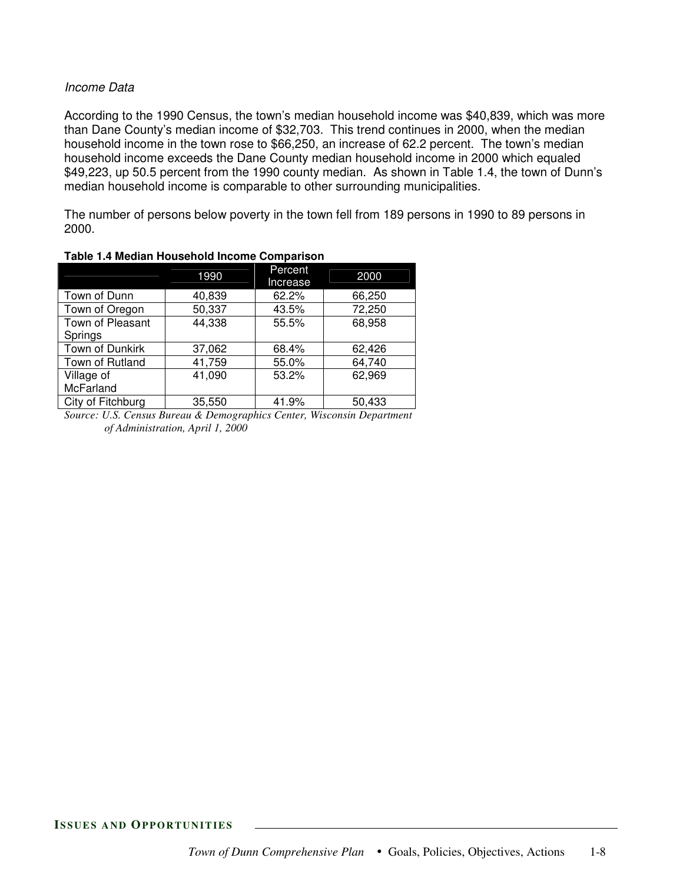*Income Data*

According to the 1990 Census, the town's median household income was $40,839, which was more than Dane County's median income of $32,703. This trend continues in 2000, when the median household income in the town rose to $66,250, an increase of 62.2 percent. The town's median household income exceeds the Dane County median household income in 2000 which equaled $49,223, up 50.5 percent from the 1990 county median. As shown in Table 1.4, the town of Dunn's median household income is comparable to other surrounding municipalities.

The number of persons below poverty in the town fell from 189 persons in 1990 to 89 persons in 2000.

**Table 1.4 Median Household Income Comparison**

| | 1990 | Percent Increase | 2000 |
|---|---|---|---|
| Town of Dunn | 40,839 | 62.2% | 66,250 |
| Town of Oregon | 50,337 | 43.5% | 72,250 |
| Town of Pleasant Springs | 44,338 | 55.5% | 68,958 |
| Town of Dunkirk | 37,062 | 68.4% | 62,426 |
| Town of Rutland | 41,759 | 55.0% | 64,740 |
| Village of McFarland | 41,090 | 53.2% | 62,969 |
| City of Fitchburg | 35,550 | 41.9% | 50,433 |

*Source: U.S. Census Bureau & Demographics Center, Wisconsin Department of Administration, April 1, 2000*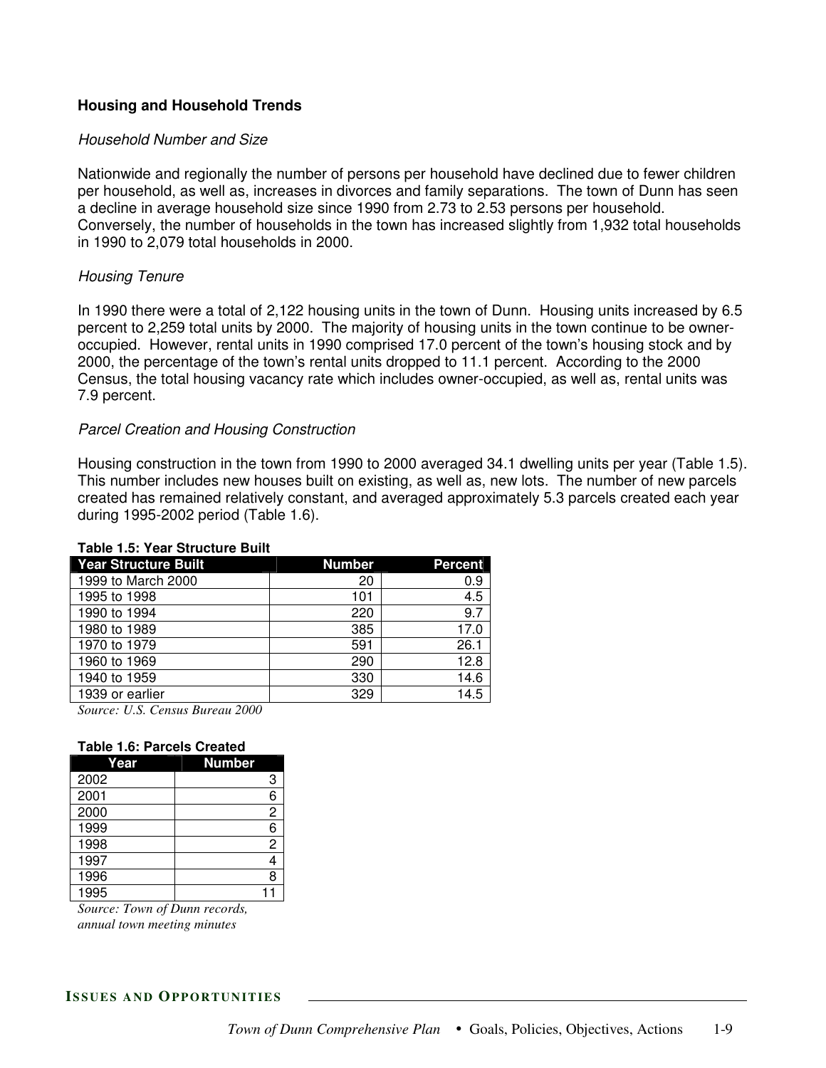## Housing and Household Trends

### *Household Number and Size*

Nationwide and regionally the number of persons per household have declined due to fewer children per household, as well as, increases in divorces and family separations. The town of Dunn has seen a decline in average household size since 1990 from 2.73 to 2.53 persons per household. Conversely, the number of households in the town has increased slightly from 1,932 total households in 1990 to 2,079 total households in 2000.

### *Housing Tenure*

In 1990 there were a total of 2,122 housing units in the town of Dunn. Housing units increased by 6.5 percent to 2,259 total units by 2000. The majority of housing units in the town continue to be owner-occupied. However, rental units in 1990 comprised 17.0 percent of the town's housing stock and by 2000, the percentage of the town's rental units dropped to 11.1 percent. According to the 2000 Census, the total housing vacancy rate which includes owner-occupied, as well as, rental units was 7.9 percent.

### *Parcel Creation and Housing Construction*

Housing construction in the town from 1990 to 2000 averaged 34.1 dwelling units per year (Table 1.5). This number includes new houses built on existing, as well as, new lots. The number of new parcels created has remained relatively constant, and averaged approximately 5.3 parcels created each year during 1995-2002 period (Table 1.6).

**Table 1.5: Year Structure Built**

| Year Structure Built | Number | Percent |
|---|---:|---:|
| 1999 to March 2000 | 20 | 0.9 |
| 1995 to 1998 | 101 | 4.5 |
| 1990 to 1994 | 220 | 9.7 |
| 1980 to 1989 | 385 | 17.0 |
| 1970 to 1979 | 591 | 26.1 |
| 1960 to 1969 | 290 | 12.8 |
| 1940 to 1959 | 330 | 14.6 |
| 1939 or earlier | 329 | 14.5 |

*Source: U.S. Census Bureau 2000*

**Table 1.6: Parcels Created**

| Year | Number |
|---|---:|
| 2002 | 3 |
| 2001 | 6 |
| 2000 | 2 |
| 1999 | 6 |
| 1998 | 2 |
| 1997 | 4 |
| 1996 | 8 |
| 1995 | 11 |

*Source: Town of Dunn records, annual town meeting minutes*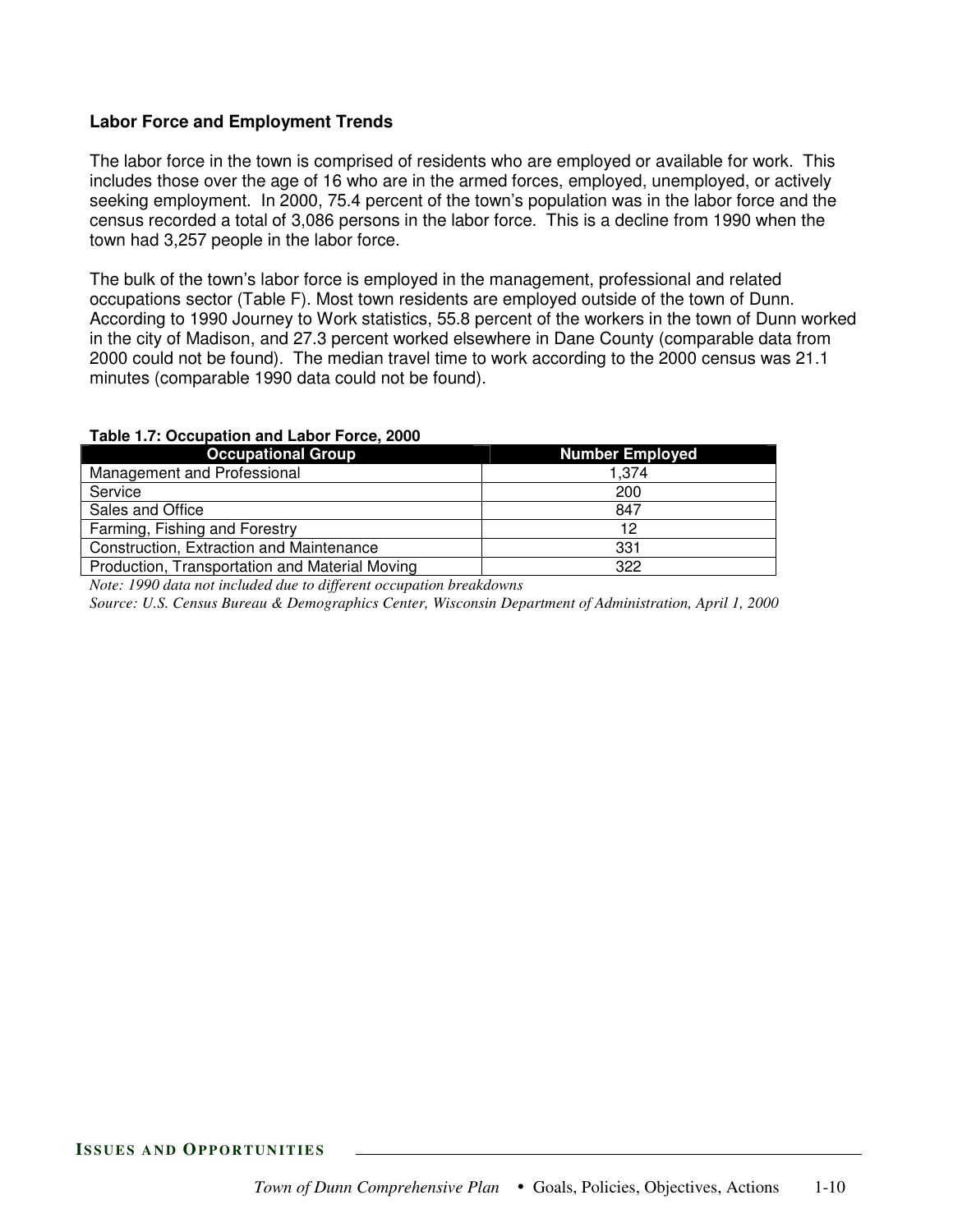### Labor Force and Employment Trends

The labor force in the town is comprised of residents who are employed or available for work. This includes those over the age of 16 who are in the armed forces, employed, unemployed, or actively seeking employment. In 2000, 75.4 percent of the town's population was in the labor force and the census recorded a total of 3,086 persons in the labor force. This is a decline from 1990 when the town had 3,257 people in the labor force.

The bulk of the town's labor force is employed in the management, professional and related occupations sector (Table F). Most town residents are employed outside of the town of Dunn. According to 1990 Journey to Work statistics, 55.8 percent of the workers in the town of Dunn worked in the city of Madison, and 27.3 percent worked elsewhere in Dane County (comparable data from 2000 could not be found). The median travel time to work according to the 2000 census was 21.1 minutes (comparable 1990 data could not be found).

**Table 1.7: Occupation and Labor Force, 2000**

| Occupational Group | Number Employed |
|---|---|
| Management and Professional | 1,374 |
| Service | 200 |
| Sales and Office | 847 |
| Farming, Fishing and Forestry | 12 |
| Construction, Extraction and Maintenance | 331 |
| Production, Transportation and Material Moving | 322 |

*Note: 1990 data not included due to different occupation breakdowns*

*Source: U.S. Census Bureau & Demographics Center, Wisconsin Department of Administration, April 1, 2000*